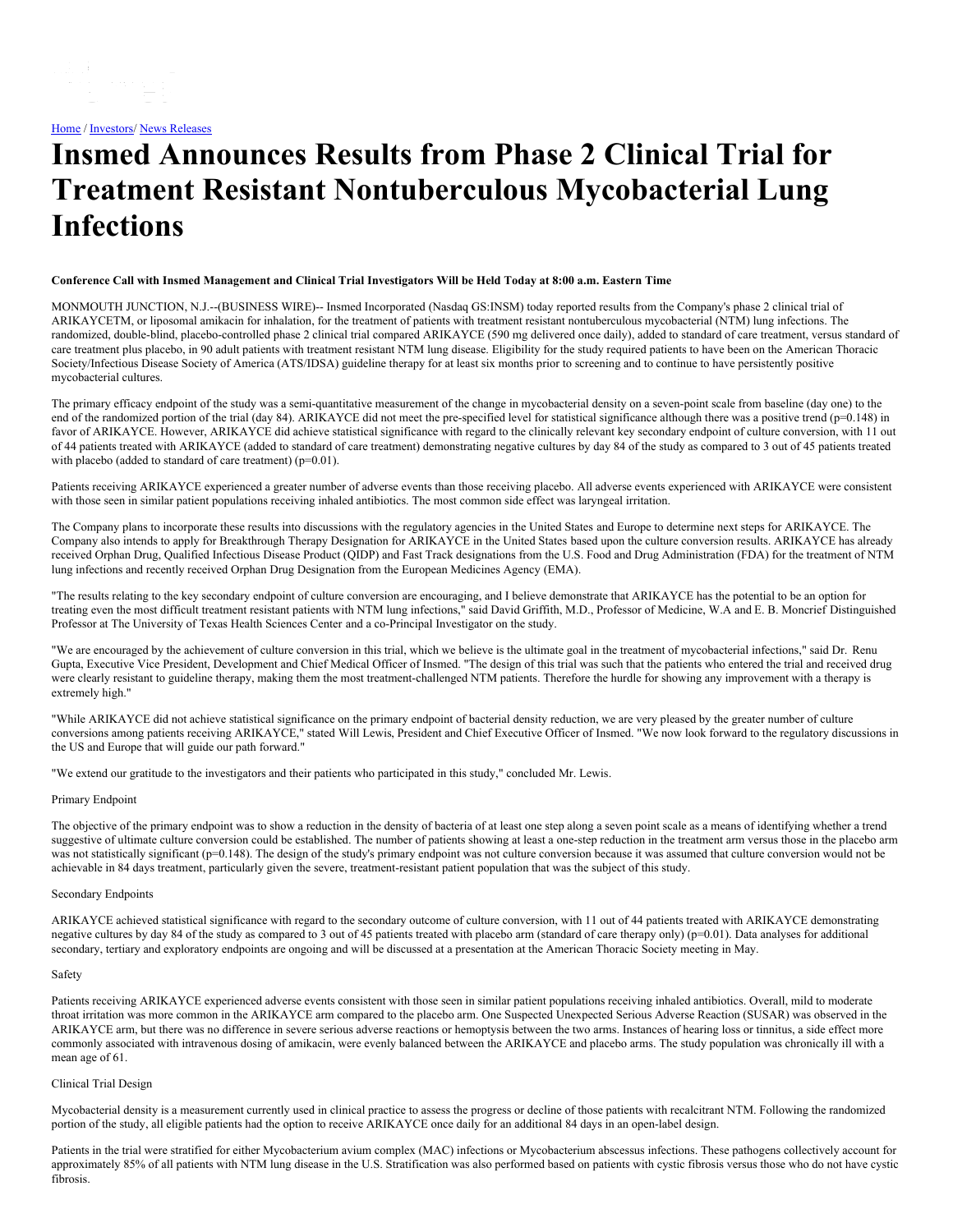[Home](#) / [Investors](#)/ [News Releases](#)

# Insmed Announces Results from Phase 2 Clinical Trial for Treatment Resistant Nontuberculous Mycobacterial Lung Infections

**Conference Call with Insmed Management and Clinical Trial Investigators Will be Held Today at 8:00 a.m. Eastern Time**

MONMOUTH JUNCTION, N.J.--(BUSINESS WIRE)-- Insmed Incorporated (Nasdaq GS:INSM) today reported results from the Company's phase 2 clinical trial of ARIKAYCETM, or liposomal amikacin for inhalation, for the treatment of patients with treatment resistant nontuberculous mycobacterial (NTM) lung infections. The randomized, double-blind, placebo-controlled phase 2 clinical trial compared ARIKAYCE (590 mg delivered once daily), added to standard of care treatment, versus standard of care treatment plus placebo, in 90 adult patients with treatment resistant NTM lung disease. Eligibility for the study required patients to have been on the American Thoracic Society/Infectious Disease Society of America (ATS/IDSA) guideline therapy for at least six months prior to screening and to continue to have persistently positive mycobacterial cultures.

The primary efficacy endpoint of the study was a semi-quantitative measurement of the change in mycobacterial density on a seven-point scale from baseline (day one) to the end of the randomized portion of the trial (day 84). ARIKAYCE did not meet the pre-specified level for statistical significance although there was a positive trend ($p=0.148$) in favor of ARIKAYCE. However, ARIKAYCE did achieve statistical significance with regard to the clinically relevant key secondary endpoint of culture conversion, with 11 out of 44 patients treated with ARIKAYCE (added to standard of care treatment) demonstrating negative cultures by day 84 of the study as compared to 3 out of 45 patients treated with placebo (added to standard of care treatment) ($p=0.01$).

Patients receiving ARIKAYCE experienced a greater number of adverse events than those receiving placebo. All adverse events experienced with ARIKAYCE were consistent with those seen in similar patient populations receiving inhaled antibiotics. The most common side effect was laryngeal irritation.

The Company plans to incorporate these results into discussions with the regulatory agencies in the United States and Europe to determine next steps for ARIKAYCE. The Company also intends to apply for Breakthrough Therapy Designation for ARIKAYCE in the United States based upon the culture conversion results. ARIKAYCE has already received Orphan Drug, Qualified Infectious Disease Product (QIDP) and Fast Track designations from the U.S. Food and Drug Administration (FDA) for the treatment of NTM lung infections and recently received Orphan Drug Designation from the European Medicines Agency (EMA).

"The results relating to the key secondary endpoint of culture conversion are encouraging, and I believe demonstrate that ARIKAYCE has the potential to be an option for treating even the most difficult treatment resistant patients with NTM lung infections," said David Griffith, M.D., Professor of Medicine, W.A and E. B. Moncrief Distinguished Professor at The University of Texas Health Sciences Center and a co-Principal Investigator on the study.

"We are encouraged by the achievement of culture conversion in this trial, which we believe is the ultimate goal in the treatment of mycobacterial infections," said Dr. Renu Gupta, Executive Vice President, Development and Chief Medical Officer of Insmed. "The design of this trial was such that the patients who entered the trial and received drug were clearly resistant to guideline therapy, making them the most treatment-challenged NTM patients. Therefore the hurdle for showing any improvement with a therapy is extremely high."

"While ARIKAYCE did not achieve statistical significance on the primary endpoint of bacterial density reduction, we are very pleased by the greater number of culture conversions among patients receiving ARIKAYCE," stated Will Lewis, President and Chief Executive Officer of Insmed. "We now look forward to the regulatory discussions in the US and Europe that will guide our path forward."

"We extend our gratitude to the investigators and their patients who participated in this study," concluded Mr. Lewis.

Primary Endpoint

The objective of the primary endpoint was to show a reduction in the density of bacteria of at least one step along a seven point scale as a means of identifying whether a trend suggestive of ultimate culture conversion could be established. The number of patients showing at least a one-step reduction in the treatment arm versus those in the placebo arm was not statistically significant ($p=0.148$). The design of the study's primary endpoint was not culture conversion because it was assumed that culture conversion would not be achievable in 84 days treatment, particularly given the severe, treatment-resistant patient population that was the subject of this study.

Secondary Endpoints

ARIKAYCE achieved statistical significance with regard to the secondary outcome of culture conversion, with 11 out of 44 patients treated with ARIKAYCE demonstrating negative cultures by day 84 of the study as compared to 3 out of 45 patients treated with placebo arm (standard of care therapy only) ($p=0.01$). Data analyses for additional secondary, tertiary and exploratory endpoints are ongoing and will be discussed at a presentation at the American Thoracic Society meeting in May.

Safety

Patients receiving ARIKAYCE experienced adverse events consistent with those seen in similar patient populations receiving inhaled antibiotics. Overall, mild to moderate throat irritation was more common in the ARIKAYCE arm compared to the placebo arm. One Suspected Unexpected Serious Adverse Reaction (SUSAR) was observed in the ARIKAYCE arm, but there was no difference in severe serious adverse reactions or hemoptysis between the two arms. Instances of hearing loss or tinnitus, a side effect more commonly associated with intravenous dosing of amikacin, were evenly balanced between the ARIKAYCE and placebo arms. The study population was chronically ill with a mean age of 61.

Clinical Trial Design

Mycobacterial density is a measurement currently used in clinical practice to assess the progress or decline of those patients with recalcitrant NTM. Following the randomized portion of the study, all eligible patients had the option to receive ARIKAYCE once daily for an additional 84 days in an open-label design.

Patients in the trial were stratified for either Mycobacterium avium complex (MAC) infections or Mycobacterium abscessus infections. These pathogens collectively account for approximately 85% of all patients with NTM lung disease in the U.S. Stratification was also performed based on patients with cystic fibrosis versus those who do not have cystic fibrosis.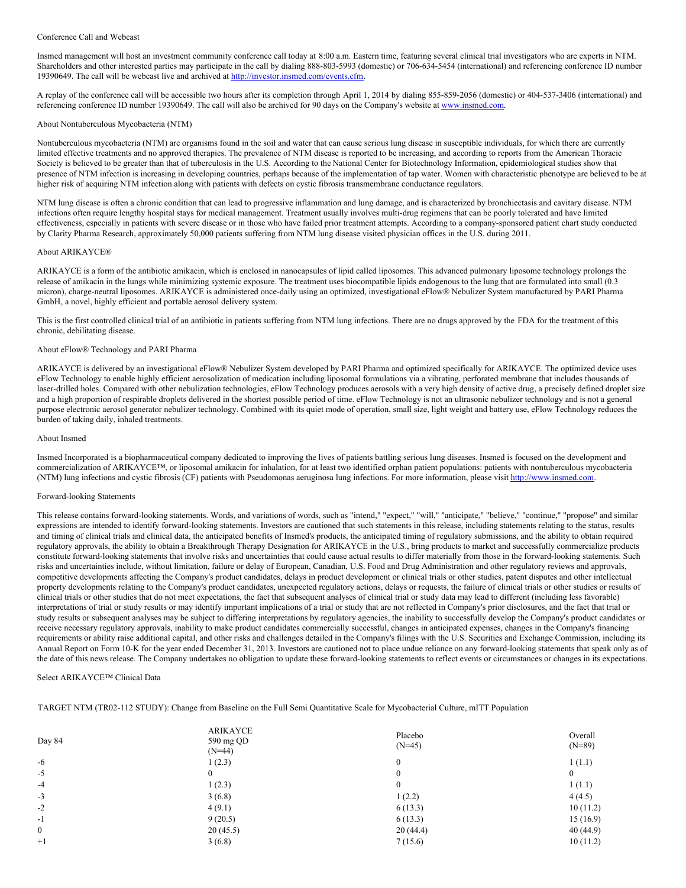## Conference Call and Webcast

Insmed management will host an investment community conference call today at 8:00 a.m. Eastern time, featuring several clinical trial investigators who are experts in NTM. Shareholders and other interested parties may participate in the call by dialing 888-803-5993 (domestic) or 706-634-5454 (international) and referencing conference ID number 19390649. The call will be webcast live and archived at http://investor.insmed.com/events.cfm.

A replay of the conference call will be accessible two hours after its completion through April 1, 2014 by dialing 855-859-2056 (domestic) or 404-537-3406 (international) and referencing conference ID number 19390649. The call will also be archived for 90 days on the Company's website at www.insmed.com.

## About Nontuberculous Mycobacteria (NTM)

Nontuberculous mycobacteria (NTM) are organisms found in the soil and water that can cause serious lung disease in susceptible individuals, for which there are currently limited effective treatments and no approved therapies. The prevalence of NTM disease is reported to be increasing, and according to reports from the American Thoracic Society is believed to be greater than that of tuberculosis in the U.S. According to the National Center for Biotechnology Information, epidemiological studies show that presence of NTM infection is increasing in developing countries, perhaps because of the implementation of tap water. Women with characteristic phenotype are believed to be at higher risk of acquiring NTM infection along with patients with defects on cystic fibrosis transmembrane conductance regulators.

NTM lung disease is often a chronic condition that can lead to progressive inflammation and lung damage, and is characterized by bronchiectasis and cavitary disease. NTM infections often require lengthy hospital stays for medical management. Treatment usually involves multi-drug regimens that can be poorly tolerated and have limited effectiveness, especially in patients with severe disease or in those who have failed prior treatment attempts. According to a company-sponsored patient chart study conducted by Clarity Pharma Research, approximately 50,000 patients suffering from NTM lung disease visited physician offices in the U.S. during 2011.

## About ARIKAYCE®

ARIKAYCE is a form of the antibiotic amikacin, which is enclosed in nanocapsules of lipid called liposomes. This advanced pulmonary liposome technology prolongs the release of amikacin in the lungs while minimizing systemic exposure. The treatment uses biocompatible lipids endogenous to the lung that are formulated into small (0.3 micron), charge-neutral liposomes. ARIKAYCE is administered once-daily using an optimized, investigational eFlow® Nebulizer System manufactured by PARI Pharma GmbH, a novel, highly efficient and portable aerosol delivery system.

This is the first controlled clinical trial of an antibiotic in patients suffering from NTM lung infections. There are no drugs approved by the FDA for the treatment of this chronic, debilitating disease.

## About eFlow® Technology and PARI Pharma

ARIKAYCE is delivered by an investigational eFlow® Nebulizer System developed by PARI Pharma and optimized specifically for ARIKAYCE. The optimized device uses eFlow Technology to enable highly efficient aerosolization of medication including liposomal formulations via a vibrating, perforated membrane that includes thousands of laser-drilled holes. Compared with other nebulization technologies, eFlow Technology produces aerosols with a very high density of active drug, a precisely defined droplet size and a high proportion of respirable droplets delivered in the shortest possible period of time. eFlow Technology is not an ultrasonic nebulizer technology and is not a general purpose electronic aerosol generator nebulizer technology. Combined with its quiet mode of operation, small size, light weight and battery use, eFlow Technology reduces the burden of taking daily, inhaled treatments.

## About Insmed

Insmed Incorporated is a biopharmaceutical company dedicated to improving the lives of patients battling serious lung diseases. Insmed is focused on the development and commercialization of ARIKAYCE™, or liposomal amikacin for inhalation, for at least two identified orphan patient populations: patients with nontuberculous mycobacteria (NTM) lung infections and cystic fibrosis (CF) patients with Pseudomonas aeruginosa lung infections. For more information, please visit http://www.insmed.com.

## Forward-looking Statements

This release contains forward-looking statements. Words, and variations of words, such as "intend," "expect," "will," "anticipate," "believe," "continue," "propose" and similar expressions are intended to identify forward-looking statements. Investors are cautioned that such statements in this release, including statements relating to the status, results and timing of clinical trials and clinical data, the anticipated benefits of Insmed's products, the anticipated timing of regulatory submissions, and the ability to obtain required regulatory approvals, the ability to obtain a Breakthrough Therapy Designation for ARIKAYCE in the U.S., bring products to market and successfully commercialize products constitute forward-looking statements that involve risks and uncertainties that could cause actual results to differ materially from those in the forward-looking statements. Such risks and uncertainties include, without limitation, failure or delay of European, Canadian, U.S. Food and Drug Administration and other regulatory reviews and approvals, competitive developments affecting the Company's product candidates, delays in product development or clinical trials or other studies, patent disputes and other intellectual property developments relating to the Company's product candidates, unexpected regulatory actions, delays or requests, the failure of clinical trials or other studies or results of clinical trials or other studies that do not meet expectations, the fact that subsequent analyses of clinical trial or study data may lead to different (including less favorable) interpretations of trial or study results or may identify important implications of a trial or study that are not reflected in Company's prior disclosures, and the fact that trial or study results or subsequent analyses may be subject to differing interpretations by regulatory agencies, the inability to successfully develop the Company's product candidates or receive necessary regulatory approvals, inability to make product candidates commercially successful, changes in anticipated expenses, changes in the Company's financing requirements or ability raise additional capital, and other risks and challenges detailed in the Company's filings with the U.S. Securities and Exchange Commission, including its Annual Report on Form 10-K for the year ended December 31, 2013. Investors are cautioned not to place undue reliance on any forward-looking statements that speak only as of the date of this news release. The Company undertakes no obligation to update these forward-looking statements to reflect events or circumstances or changes in its expectations.

## Select ARIKAYCE™ Clinical Data

TARGET NTM (TR02-112 STUDY): Change from Baseline on the Full Semi Quantitative Scale for Mycobacterial Culture, mITT Population

| Day 84 | ARIKAYCE 590 mg QD (N=44) | Placebo (N=45) | Overall (N=89) |
|---|---|---|---|
| -6 | 1 (2.3) | 0 | 1 (1.1) |
| -5 | 0 | 0 | 0 |
| -4 | 1 (2.3) | 0 | 1 (1.1) |
| -3 | 3 (6.8) | 1 (2.2) | 4 (4.5) |
| -2 | 4 (9.1) | 6 (13.3) | 10 (11.2) |
| -1 | 9 (20.5) | 6 (13.3) | 15 (16.9) |
| 0 | 20 (45.5) | 20 (44.4) | 40 (44.9) |
| +1 | 3 (6.8) | 7 (15.6) | 10 (11.2) |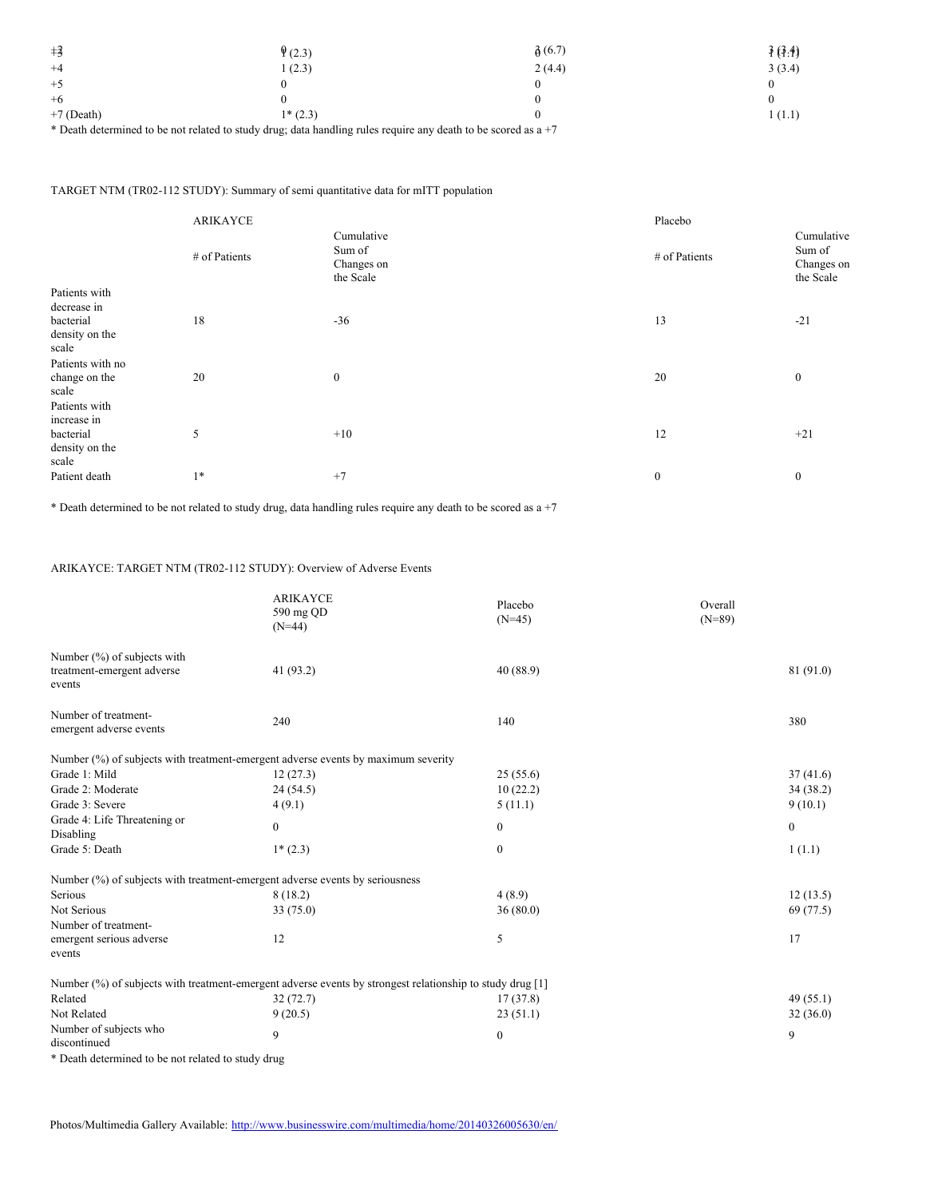| | | | |
|---|---|---|---|
| +3 | 1 (2.3) | 3 (6.7) | 4 (4.5) |
| +4 | 1 (2.3) | 2 (4.4) | 3 (3.4) |
| +5 | 0 | 0 | 0 |
| +6 | 0 | 0 | 0 |
| +7 (Death) | 1* (2.3) | 0 | 1 (1.1) |

* Death determined to be not related to study drug; data handling rules require any death to be scored as a +7

TARGET NTM (TR02-112 STUDY): Summary of semi quantitative data for mITT population

| | ARIKAYCE | | Placebo | |
|---|---|---|---|---|
| | # of Patients | Cumulative Sum of Changes on the Scale | # of Patients | Cumulative Sum of Changes on the Scale |
| Patients with decrease in bacterial density on the scale | 18 | -36 | 13 | -21 |
| Patients with no change on the scale | 20 | 0 | 20 | 0 |
| Patients with increase in bacterial density on the scale | 5 | +10 | 12 | +21 |
| Patient death | 1* | +7 | 0 | 0 |

* Death determined to be not related to study drug, data handling rules require any death to be scored as a +7

ARIKAYCE: TARGET NTM (TR02-112 STUDY): Overview of Adverse Events

| | ARIKAYCE 590 mg QD (N=44) | Placebo (N=45) | Overall (N=89) |
|---|---|---|---|
| Number (%) of subjects with treatment-emergent adverse events | 41 (93.2) | 40 (88.9) | 81 (91.0) |
| Number of treatment-emergent adverse events | 240 | 140 | 380 |
| Number (%) of subjects with treatment-emergent adverse events by maximum severity | | | |
| Grade 1: Mild | 12 (27.3) | 25 (55.6) | 37 (41.6) |
| Grade 2: Moderate | 24 (54.5) | 10 (22.2) | 34 (38.2) |
| Grade 3: Severe | 4 (9.1) | 5 (11.1) | 9 (10.1) |
| Grade 4: Life Threatening or Disabling | 0 | 0 | 0 |
| Grade 5: Death | 1* (2.3) | 0 | 1 (1.1) |
| Number (%) of subjects with treatment-emergent adverse events by seriousness | | | |
| Serious | 8 (18.2) | 4 (8.9) | 12 (13.5) |
| Not Serious | 33 (75.0) | 36 (80.0) | 69 (77.5) |
| Number of treatment-emergent serious adverse events | 12 | 5 | 17 |
| Number (%) of subjects with treatment-emergent adverse events by strongest relationship to study drug [1] | | | |
| Related | 32 (72.7) | 17 (37.8) | 49 (55.1) |
| Not Related | 9 (20.5) | 23 (51.1) | 32 (36.0) |
| Number of subjects who discontinued | 9 | 0 | 9 |

* Death determined to be not related to study drug

Photos/Multimedia Gallery Available: http://www.businesswire.com/multimedia/home/20140326005630/en/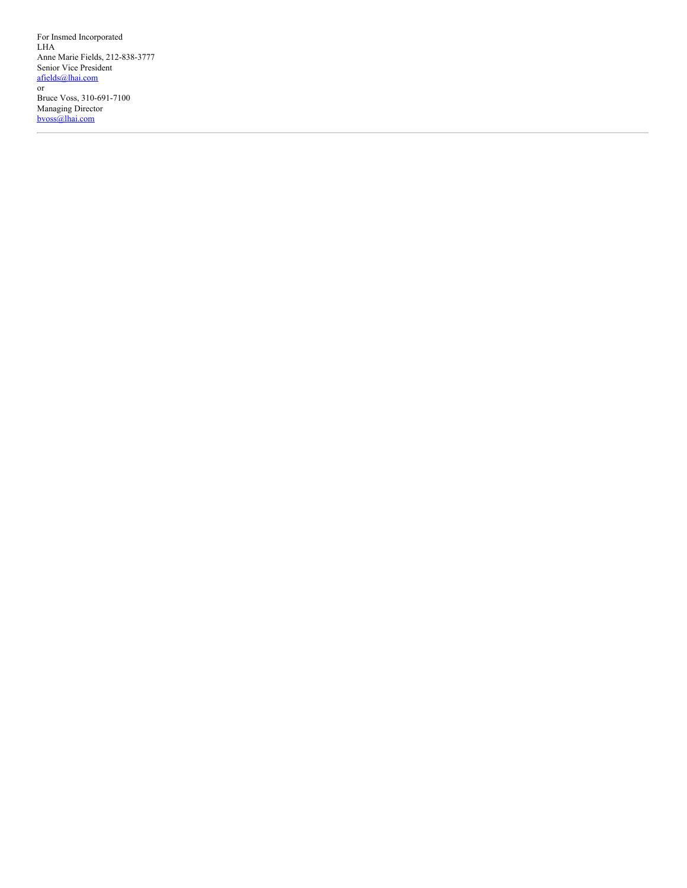For Insmed Incorporated
LHA
Anne Marie Fields, 212-838-3777
Senior Vice President
afields@lhai.com
or
Bruce Voss, 310-691-7100
Managing Director
bvoss@lhai.com

---